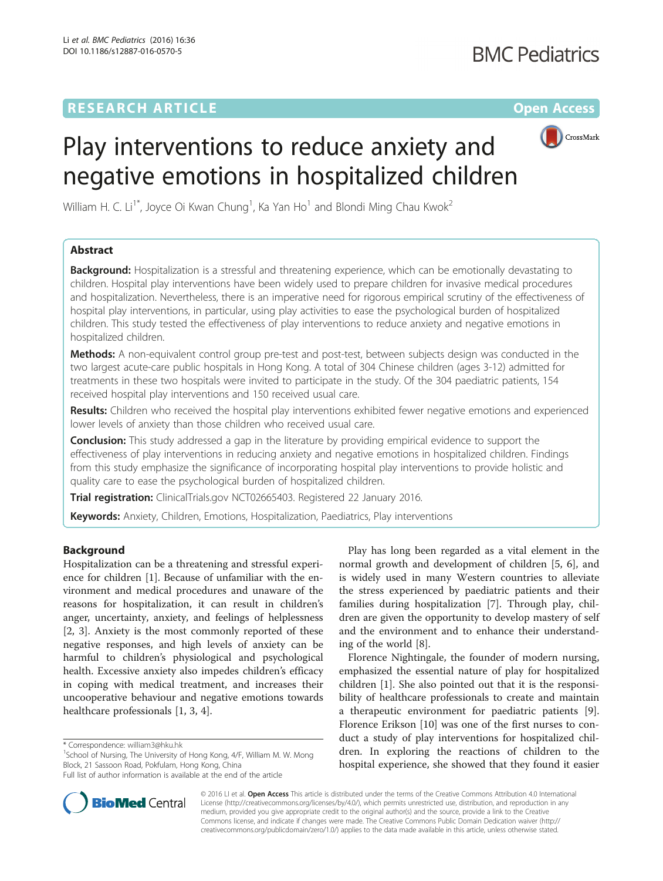RESEARCH ARTICLE

Open Access

# Play interventions to reduce anxiety and negative emotions in hospitalized children

William H. C. Li[1*], Joyce Oi Kwan Chung[1], Ka Yan Ho[1] and Blondi Ming Chau Kwok[2]

## Abstract

**Background:** Hospitalization is a stressful and threatening experience, which can be emotionally devastating to children. Hospital play interventions have been widely used to prepare children for invasive medical procedures and hospitalization. Nevertheless, there is an imperative need for rigorous empirical scrutiny of the effectiveness of hospital play interventions, in particular, using play activities to ease the psychological burden of hospitalized children. This study tested the effectiveness of play interventions to reduce anxiety and negative emotions in hospitalized children.

**Methods:** A non-equivalent control group pre-test and post-test, between subjects design was conducted in the two largest acute-care public hospitals in Hong Kong. A total of 304 Chinese children (ages 3-12) admitted for treatments in these two hospitals were invited to participate in the study. Of the 304 paediatric patients, 154 received hospital play interventions and 150 received usual care.

**Results:** Children who received the hospital play interventions exhibited fewer negative emotions and experienced lower levels of anxiety than those children who received usual care.

**Conclusion:** This study addressed a gap in the literature by providing empirical evidence to support the effectiveness of play interventions in reducing anxiety and negative emotions in hospitalized children. Findings from this study emphasize the significance of incorporating hospital play interventions to provide holistic and quality care to ease the psychological burden of hospitalized children.

**Trial registration:** ClinicalTrials.gov NCT02665403. Registered 22 January 2016.

**Keywords:** Anxiety, Children, Emotions, Hospitalization, Paediatrics, Play interventions

## Background

Hospitalization can be a threatening and stressful experience for children [1]. Because of unfamiliar with the environment and medical procedures and unaware of the reasons for hospitalization, it can result in children's anger, uncertainty, anxiety, and feelings of helplessness [2, 3]. Anxiety is the most commonly reported of these negative responses, and high levels of anxiety can be harmful to children's physiological and psychological health. Excessive anxiety also impedes children's efficacy in coping with medical treatment, and increases their uncooperative behaviour and negative emotions towards healthcare professionals [1, 3, 4].

Play has long been regarded as a vital element in the normal growth and development of children [5, 6], and is widely used in many Western countries to alleviate the stress experienced by paediatric patients and their families during hospitalization [7]. Through play, children are given the opportunity to develop mastery of self and the environment and to enhance their understanding of the world [8].

Florence Nightingale, the founder of modern nursing, emphasized the essential nature of play for hospitalized children [1]. She also pointed out that it is the responsibility of healthcare professionals to create and maintain a therapeutic environment for paediatric patients [9]. Florence Erikson [10] was one of the first nurses to conduct a study of play interventions for hospitalized children. In exploring the reactions of children to the hospital experience, she showed that they found it easier

\* Correspondence: william3@hku.hk
[1]School of Nursing, The University of Hong Kong, 4/F, William M. W. Mong Block, 21 Sassoon Road, Pokfulam, Hong Kong, China
Full list of author information is available at the end of the article

© 2016 Li et al. **Open Access** This article is distributed under the terms of the Creative Commons Attribution 4.0 International License (http://creativecommons.org/licenses/by/4.0/), which permits unrestricted use, distribution, and reproduction in any medium, provided you give appropriate credit to the original author(s) and the source, provide a link to the Creative Commons license, and indicate if changes were made. The Creative Commons Public Domain Dedication waiver (http://creativecommons.org/publicdomain/zero/1.0/) applies to the data made available in this article, unless otherwise stated.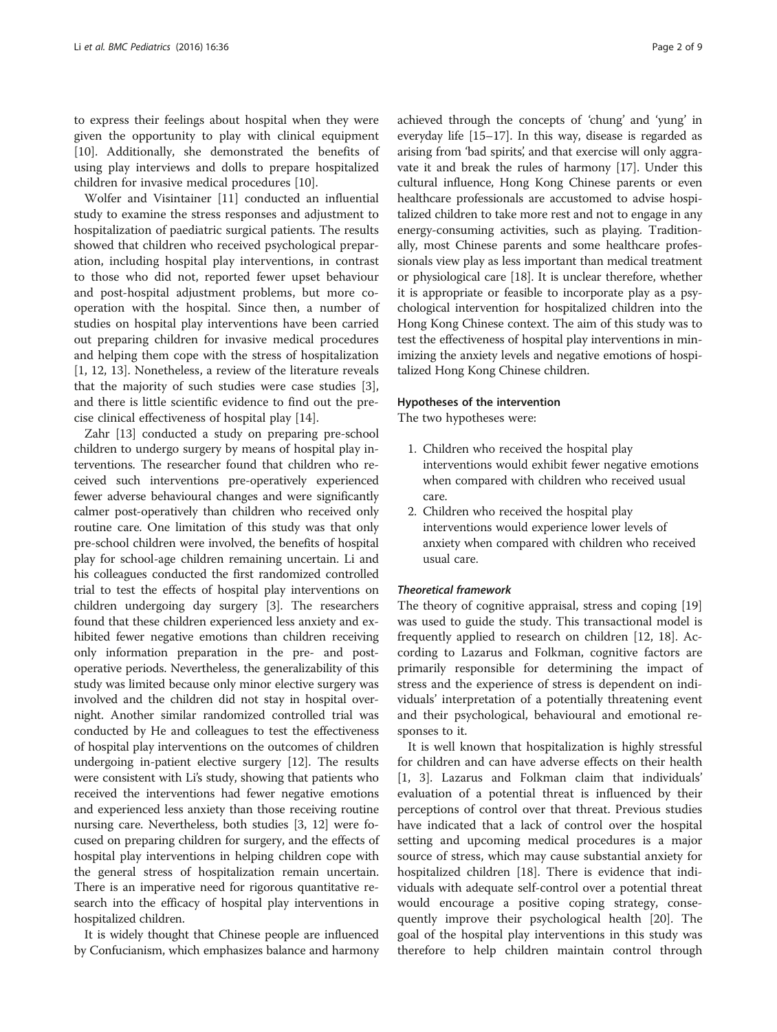to express their feelings about hospital when they were given the opportunity to play with clinical equipment [10]. Additionally, she demonstrated the benefits of using play interviews and dolls to prepare hospitalized children for invasive medical procedures [10].

Wolfer and Visintainer [11] conducted an influential study to examine the stress responses and adjustment to hospitalization of paediatric surgical patients. The results showed that children who received psychological preparation, including hospital play interventions, in contrast to those who did not, reported fewer upset behaviour and post-hospital adjustment problems, but more cooperation with the hospital. Since then, a number of studies on hospital play interventions have been carried out preparing children for invasive medical procedures and helping them cope with the stress of hospitalization [1, 12, 13]. Nonetheless, a review of the literature reveals that the majority of such studies were case studies [3], and there is little scientific evidence to find out the precise clinical effectiveness of hospital play [14].

Zahr [13] conducted a study on preparing pre-school children to undergo surgery by means of hospital play interventions. The researcher found that children who received such interventions pre-operatively experienced fewer adverse behavioural changes and were significantly calmer post-operatively than children who received only routine care. One limitation of this study was that only pre-school children were involved, the benefits of hospital play for school-age children remaining uncertain. Li and his colleagues conducted the first randomized controlled trial to test the effects of hospital play interventions on children undergoing day surgery [3]. The researchers found that these children experienced less anxiety and exhibited fewer negative emotions than children receiving only information preparation in the pre- and postoperative periods. Nevertheless, the generalizability of this study was limited because only minor elective surgery was involved and the children did not stay in hospital overnight. Another similar randomized controlled trial was conducted by He and colleagues to test the effectiveness of hospital play interventions on the outcomes of children undergoing in-patient elective surgery [12]. The results were consistent with Li's study, showing that patients who received the interventions had fewer negative emotions and experienced less anxiety than those receiving routine nursing care. Nevertheless, both studies [3, 12] were focused on preparing children for surgery, and the effects of hospital play interventions in helping children cope with the general stress of hospitalization remain uncertain. There is an imperative need for rigorous quantitative research into the efficacy of hospital play interventions in hospitalized children.

It is widely thought that Chinese people are influenced by Confucianism, which emphasizes balance and harmony achieved through the concepts of 'chung' and 'yung' in everyday life [15–17]. In this way, disease is regarded as arising from 'bad spirits', and that exercise will only aggravate it and break the rules of harmony [17]. Under this cultural influence, Hong Kong Chinese parents or even healthcare professionals are accustomed to advise hospitalized children to take more rest and not to engage in any energy-consuming activities, such as playing. Traditionally, most Chinese parents and some healthcare professionals view play as less important than medical treatment or physiological care [18]. It is unclear therefore, whether it is appropriate or feasible to incorporate play as a psychological intervention for hospitalized children into the Hong Kong Chinese context. The aim of this study was to test the effectiveness of hospital play interventions in minimizing the anxiety levels and negative emotions of hospitalized Hong Kong Chinese children.

### Hypotheses of the intervention

The two hypotheses were:

1. Children who received the hospital play interventions would exhibit fewer negative emotions when compared with children who received usual care.
2. Children who received the hospital play interventions would experience lower levels of anxiety when compared with children who received usual care.

#### *Theoretical framework*

The theory of cognitive appraisal, stress and coping [19] was used to guide the study. This transactional model is frequently applied to research on children [12, 18]. According to Lazarus and Folkman, cognitive factors are primarily responsible for determining the impact of stress and the experience of stress is dependent on individuals' interpretation of a potentially threatening event and their psychological, behavioural and emotional responses to it.

It is well known that hospitalization is highly stressful for children and can have adverse effects on their health [1, 3]. Lazarus and Folkman claim that individuals' evaluation of a potential threat is influenced by their perceptions of control over that threat. Previous studies have indicated that a lack of control over the hospital setting and upcoming medical procedures is a major source of stress, which may cause substantial anxiety for hospitalized children [18]. There is evidence that individuals with adequate self-control over a potential threat would encourage a positive coping strategy, consequently improve their psychological health [20]. The goal of the hospital play interventions in this study was therefore to help children maintain control through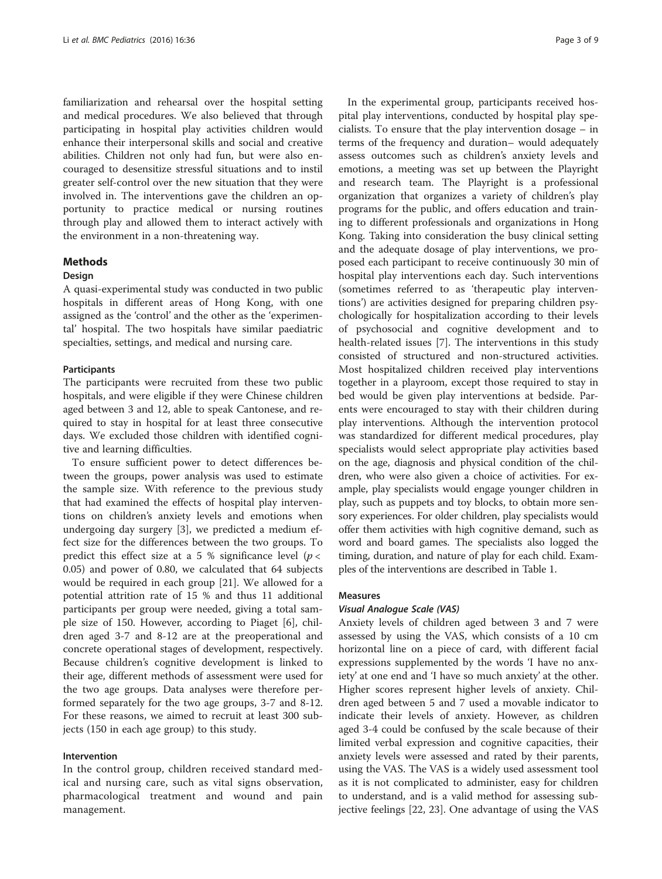familiarization and rehearsal over the hospital setting and medical procedures. We also believed that through participating in hospital play activities children would enhance their interpersonal skills and social and creative abilities. Children not only had fun, but were also encouraged to desensitize stressful situations and to instil greater self-control over the new situation that they were involved in. The interventions gave the children an opportunity to practice medical or nursing routines through play and allowed them to interact actively with the environment in a non-threatening way.

## Methods

### Design

A quasi-experimental study was conducted in two public hospitals in different areas of Hong Kong, with one assigned as the 'control' and the other as the 'experimental' hospital. The two hospitals have similar paediatric specialties, settings, and medical and nursing care.

### Participants

The participants were recruited from these two public hospitals, and were eligible if they were Chinese children aged between 3 and 12, able to speak Cantonese, and required to stay in hospital for at least three consecutive days. We excluded those children with identified cognitive and learning difficulties.

To ensure sufficient power to detect differences between the groups, power analysis was used to estimate the sample size. With reference to the previous study that had examined the effects of hospital play interventions on children's anxiety levels and emotions when undergoing day surgery [3], we predicted a medium effect size for the differences between the two groups. To predict this effect size at a 5 % significance level ($p < 0.05$) and power of 0.80, we calculated that 64 subjects would be required in each group [21]. We allowed for a potential attrition rate of 15 % and thus 11 additional participants per group were needed, giving a total sample size of 150. However, according to Piaget [6], children aged 3-7 and 8-12 are at the preoperational and concrete operational stages of development, respectively. Because children's cognitive development is linked to their age, different methods of assessment were used for the two age groups. Data analyses were therefore performed separately for the two age groups, 3-7 and 8-12. For these reasons, we aimed to recruit at least 300 subjects (150 in each age group) to this study.

### Intervention

In the control group, children received standard medical and nursing care, such as vital signs observation, pharmacological treatment and wound and pain management.

In the experimental group, participants received hospital play interventions, conducted by hospital play specialists. To ensure that the play intervention dosage – in terms of the frequency and duration– would adequately assess outcomes such as children's anxiety levels and emotions, a meeting was set up between the Playright and research team. The Playright is a professional organization that organizes a variety of children's play programs for the public, and offers education and training to different professionals and organizations in Hong Kong. Taking into consideration the busy clinical setting and the adequate dosage of play interventions, we proposed each participant to receive continuously 30 min of hospital play interventions each day. Such interventions (sometimes referred to as 'therapeutic play interventions') are activities designed for preparing children psychologically for hospitalization according to their levels of psychosocial and cognitive development and to health-related issues [7]. The interventions in this study consisted of structured and non-structured activities. Most hospitalized children received play interventions together in a playroom, except those required to stay in bed would be given play interventions at bedside. Parents were encouraged to stay with their children during play interventions. Although the intervention protocol was standardized for different medical procedures, play specialists would select appropriate play activities based on the age, diagnosis and physical condition of the children, who were also given a choice of activities. For example, play specialists would engage younger children in play, such as puppets and toy blocks, to obtain more sensory experiences. For older children, play specialists would offer them activities with high cognitive demand, such as word and board games. The specialists also logged the timing, duration, and nature of play for each child. Examples of the interventions are described in Table 1.

### Measures

#### *Visual Analogue Scale (VAS)*

Anxiety levels of children aged between 3 and 7 were assessed by using the VAS, which consists of a 10 cm horizontal line on a piece of card, with different facial expressions supplemented by the words 'I have no anxiety' at one end and 'I have so much anxiety' at the other. Higher scores represent higher levels of anxiety. Children aged between 5 and 7 used a movable indicator to indicate their levels of anxiety. However, as children aged 3-4 could be confused by the scale because of their limited verbal expression and cognitive capacities, their anxiety levels were assessed and rated by their parents, using the VAS. The VAS is a widely used assessment tool as it is not complicated to administer, easy for children to understand, and is a valid method for assessing subjective feelings [22, 23]. One advantage of using the VAS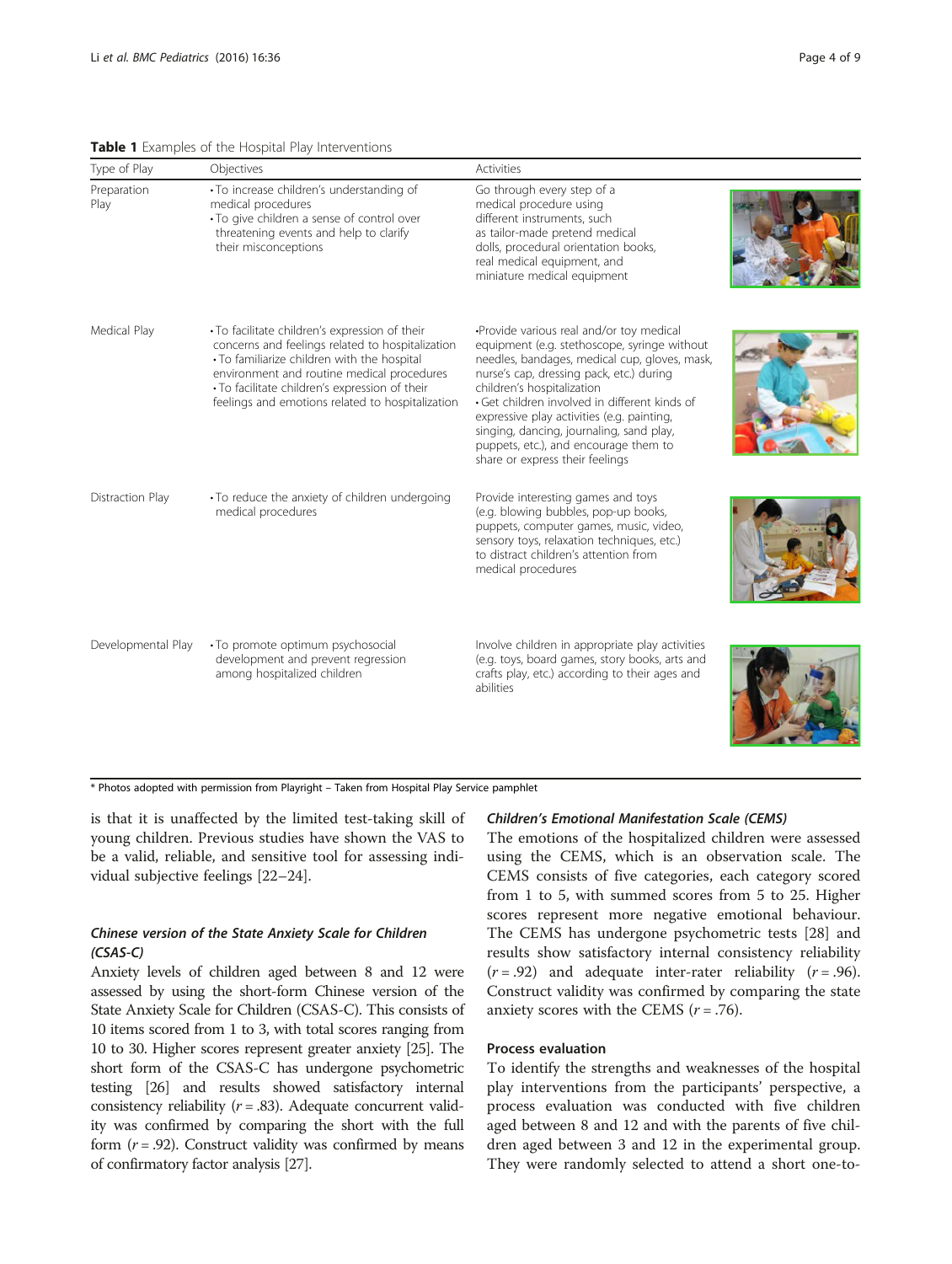**Table 1** Examples of the Hospital Play Interventions

| Type of Play | Objectives | Activities |
| --- | --- | --- |
| Preparation Play | • To increase children's understanding of medical procedures<br>• To give children a sense of control over threatening events and help to clarify their misconceptions | Go through every step of a medical procedure using different instruments, such as tailor-made pretend medical dolls, procedural orientation books, real medical equipment, and miniature medical equipment |
| Medical Play | • To facilitate children's expression of their concerns and feelings related to hospitalization<br>• To familiarize children with the hospital environment and routine medical procedures<br>• To facilitate children's expression of their feelings and emotions related to hospitalization | • Provide various real and/or toy medical equipment (e.g. stethoscope, syringe without needles, bandages, medical cup, gloves, mask, nurse's cap, dressing pack, etc.) during children's hospitalization<br>• Get children involved in different kinds of expressive play activities (e.g. painting, singing, dancing, journaling, sand play, puppets, etc.), and encourage them to share or express their feelings |
| Distraction Play | • To reduce the anxiety of children undergoing medical procedures | Provide interesting games and toys (e.g. blowing bubbles, pop-up books, puppets, computer games, music, video, sensory toys, relaxation techniques, etc.) to distract children's attention from medical procedures |
| Developmental Play | • To promote optimum psychosocial development and prevent regression among hospitalized children | Involve children in appropriate play activities (e.g. toys, board games, story books, arts and crafts play, etc.) according to their ages and abilities |

* Photos adopted with permission from Playright – Taken from Hospital Play Service pamphlet

is that it is unaffected by the limited test-taking skill of young children. Previous studies have shown the VAS to be a valid, reliable, and sensitive tool for assessing individual subjective feelings [22–24].

### *Chinese version of the State Anxiety Scale for Children (CSAS-C)*

Anxiety levels of children aged between 8 and 12 were assessed by using the short-form Chinese version of the State Anxiety Scale for Children (CSAS-C). This consists of 10 items scored from 1 to 3, with total scores ranging from 10 to 30. Higher scores represent greater anxiety [25]. The short form of the CSAS-C has undergone psychometric testing [26] and results showed satisfactory internal consistency reliability ($r = .83$). Adequate concurrent validity was confirmed by comparing the short with the full form ($r = .92$). Construct validity was confirmed by means of confirmatory factor analysis [27].

### *Children's Emotional Manifestation Scale (CEMS)*

The emotions of the hospitalized children were assessed using the CEMS, which is an observation scale. The CEMS consists of five categories, each category scored from 1 to 5, with summed scores from 5 to 25. Higher scores represent more negative emotional behaviour. The CEMS has undergone psychometric tests [28] and results show satisfactory internal consistency reliability ($r = .92$) and adequate inter-rater reliability ($r = .96$). Construct validity was confirmed by comparing the state anxiety scores with the CEMS ($r = .76$).

### Process evaluation

To identify the strengths and weaknesses of the hospital play interventions from the participants' perspective, a process evaluation was conducted with five children aged between 8 and 12 and with the parents of five children aged between 3 and 12 in the experimental group. They were randomly selected to attend a short one-to-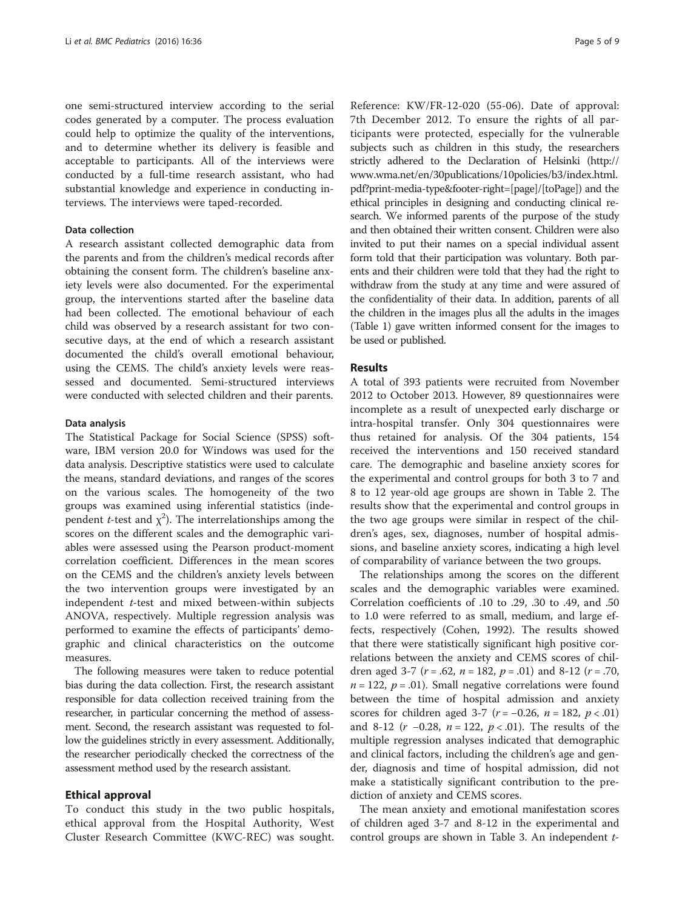one semi-structured interview according to the serial codes generated by a computer. The process evaluation could help to optimize the quality of the interventions, and to determine whether its delivery is feasible and acceptable to participants. All of the interviews were conducted by a full-time research assistant, who had substantial knowledge and experience in conducting interviews. The interviews were taped-recorded.

### Data collection

A research assistant collected demographic data from the parents and from the children's medical records after obtaining the consent form. The children's baseline anxiety levels were also documented. For the experimental group, the interventions started after the baseline data had been collected. The emotional behaviour of each child was observed by a research assistant for two consecutive days, at the end of which a research assistant documented the child's overall emotional behaviour, using the CEMS. The child's anxiety levels were reassessed and documented. Semi-structured interviews were conducted with selected children and their parents.

### Data analysis

The Statistical Package for Social Science (SPSS) software, IBM version 20.0 for Windows was used for the data analysis. Descriptive statistics were used to calculate the means, standard deviations, and ranges of the scores on the various scales. The homogeneity of the two groups was examined using inferential statistics (independent *t*-test and $\chi^2$). The interrelationships among the scores on the different scales and the demographic variables were assessed using the Pearson product-moment correlation coefficient. Differences in the mean scores on the CEMS and the children's anxiety levels between the two intervention groups were investigated by an independent *t*-test and mixed between-within subjects ANOVA, respectively. Multiple regression analysis was performed to examine the effects of participants' demographic and clinical characteristics on the outcome measures.

The following measures were taken to reduce potential bias during the data collection. First, the research assistant responsible for data collection received training from the researcher, in particular concerning the method of assessment. Second, the research assistant was requested to follow the guidelines strictly in every assessment. Additionally, the researcher periodically checked the correctness of the assessment method used by the research assistant.

## Ethical approval

To conduct this study in the two public hospitals, ethical approval from the Hospital Authority, West Cluster Research Committee (KWC-REC) was sought. Reference: KW/FR-12-020 (55-06). Date of approval: 7th December 2012. To ensure the rights of all participants were protected, especially for the vulnerable subjects such as children in this study, the researchers strictly adhered to the Declaration of Helsinki (http://www.wma.net/en/30publications/10policies/b3/index.html.pdf?print-media-type&footer-right=[page]/[toPage]) and the ethical principles in designing and conducting clinical research. We informed parents of the purpose of the study and then obtained their written consent. Children were also invited to put their names on a special individual assent form told that their participation was voluntary. Both parents and their children were told that they had the right to withdraw from the study at any time and were assured of the confidentiality of their data. In addition, parents of all the children in the images plus all the adults in the images (Table 1) gave written informed consent for the images to be used or published.

## Results

A total of 393 patients were recruited from November 2012 to October 2013. However, 89 questionnaires were incomplete as a result of unexpected early discharge or intra-hospital transfer. Only 304 questionnaires were thus retained for analysis. Of the 304 patients, 154 received the interventions and 150 received standard care. The demographic and baseline anxiety scores for the experimental and control groups for both 3 to 7 and 8 to 12 year-old age groups are shown in Table 2. The results show that the experimental and control groups in the two age groups were similar in respect of the children's ages, sex, diagnoses, number of hospital admissions, and baseline anxiety scores, indicating a high level of comparability of variance between the two groups.

The relationships among the scores on the different scales and the demographic variables were examined. Correlation coefficients of .10 to .29, .30 to .49, and .50 to 1.0 were referred to as small, medium, and large effects, respectively (Cohen, 1992). The results showed that there were statistically significant high positive correlations between the anxiety and CEMS scores of children aged 3-7 ($r = .62$, $n = 182$, $p = .01$) and 8-12 ($r = .70$, $n = 122$, $p = .01$). Small negative correlations were found between the time of hospital admission and anxiety scores for children aged 3-7 ($r = -0.26$, $n = 182$, $p < .01$) and 8-12 ($r$ $-0.28$, $n = 122$, $p < .01$). The results of the multiple regression analyses indicated that demographic and clinical factors, including the children's age and gender, diagnosis and time of hospital admission, did not make a statistically significant contribution to the prediction of anxiety and CEMS scores.

The mean anxiety and emotional manifestation scores of children aged 3-7 and 8-12 in the experimental and control groups are shown in Table 3. An independent *t*-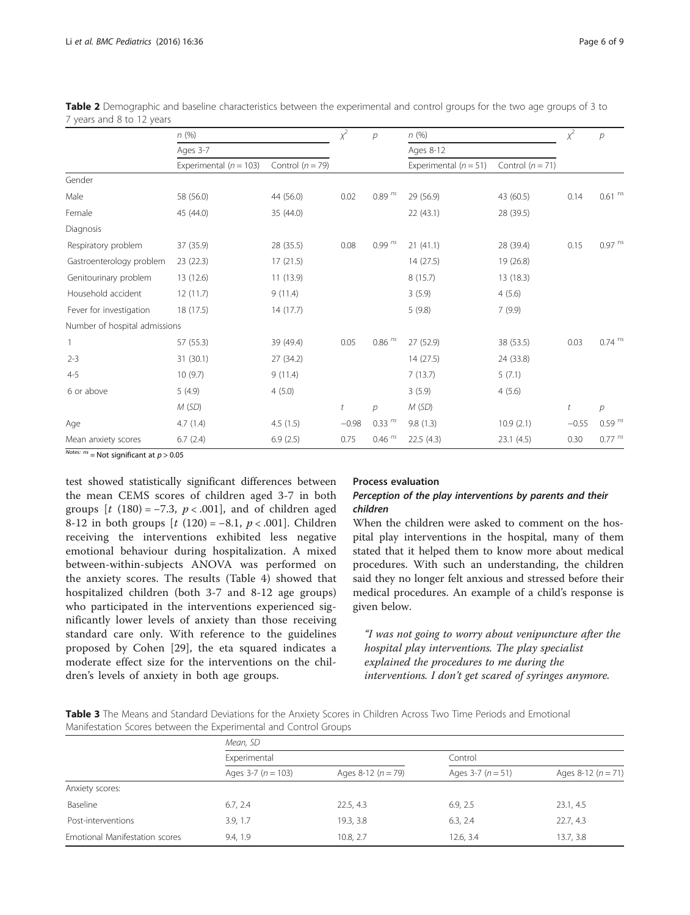**Table 2** Demographic and baseline characteristics between the experimental and control groups for the two age groups of 3 to 7 years and 8 to 12 years

| | *n* (%) | | $\chi^2$ | *p* | *n* (%) | | $\chi^2$ | *p* |
|---|---|---|---|---|---|---|---|---|
| | Ages 3-7 | | | | Ages 8-12 | | | |
| | Experimental ($n = 103$) | Control ($n = 79$) | | | Experimental ($n = 51$) | Control ($n = 71$) | | |
| Gender | | | | | | | | |
| Male | 58 (56.0) | 44 (56.0) | 0.02 | 0.89 [ns] | 29 (56.9) | 43 (60.5) | 0.14 | 0.61 [ns] |
| Female | 45 (44.0) | 35 (44.0) | | | 22 (43.1) | 28 (39.5) | | |
| Diagnosis | | | | | | | | |
| Respiratory problem | 37 (35.9) | 28 (35.5) | 0.08 | 0.99 [ns] | 21 (41.1) | 28 (39.4) | 0.15 | 0.97 [ns] |
| Gastroenterology problem | 23 (22.3) | 17 (21.5) | | | 14 (27.5) | 19 (26.8) | | |
| Genitourinary problem | 13 (12.6) | 11 (13.9) | | | 8 (15.7) | 13 (18.3) | | |
| Household accident | 12 (11.7) | 9 (11.4) | | | 3 (5.9) | 4 (5.6) | | |
| Fever for investigation | 18 (17.5) | 14 (17.7) | | | 5 (9.8) | 7 (9.9) | | |
| Number of hospital admissions | | | | | | | | |
| 1 | 57 (55.3) | 39 (49.4) | 0.05 | 0.86 [ns] | 27 (52.9) | 38 (53.5) | 0.03 | 0.74 [ns] |
| 2-3 | 31 (30.1) | 27 (34.2) | | | 14 (27.5) | 24 (33.8) | | |
| 4-5 | 10 (9.7) | 9 (11.4) | | | 7 (13.7) | 5 (7.1) | | |
| 6 or above | 5 (4.9) | 4 (5.0) | | | 3 (5.9) | 4 (5.6) | | |
| | *M* (*SD*) | | *t* | *p* | *M* (*SD*) | | *t* | *p* |
| Age | 4.7 (1.4) | 4.5 (1.5) | −0.98 | 0.33 [ns] | 9.8 (1.3) | 10.9 (2.1) | −0.55 | 0.59 [ns] |
| Mean anxiety scores | 6.7 (2.4) | 6.9 (2.5) | 0.75 | 0.46 [ns] | 22.5 (4.3) | 23.1 (4.5) | 0.30 | 0.77 [ns] |

*Notes*: [ns] = Not significant at $p > 0.05$

test showed statistically significant differences between the mean CEMS scores of children aged 3-7 in both groups [$t\ (180) = -7.3$, $p < .001$], and of children aged 8-12 in both groups [$t\ (120) = -8.1$, $p < .001$]. Children receiving the interventions exhibited less negative emotional behaviour during hospitalization. A mixed between-within-subjects ANOVA was performed on the anxiety scores. The results (Table 4) showed that hospitalized children (both 3-7 and 8-12 age groups) who participated in the interventions experienced significantly lower levels of anxiety than those receiving standard care only. With reference to the guidelines proposed by Cohen [29], the eta squared indicates a moderate effect size for the interventions on the children's levels of anxiety in both age groups.

### Process evaluation

#### *Perception of the play interventions by parents and their children*

When the children were asked to comment on the hospital play interventions in the hospital, many of them stated that it helped them to know more about medical procedures. With such an understanding, the children said they no longer felt anxious and stressed before their medical procedures. An example of a child's response is given below.

> *"I was not going to worry about venipuncture after the hospital play interventions. The play specialist explained the procedures to me during the interventions. I don't get scared of syringes anymore.*

**Table 3** The Means and Standard Deviations for the Anxiety Scores in Children Across Two Time Periods and Emotional Manifestation Scores between the Experimental and Control Groups

| | *Mean, SD* | | | |
|---|---|---|---|---|
| | Experimental | | Control | |
| | Ages 3-7 ($n = 103$) | Ages 8-12 ($n = 79$) | Ages 3-7 ($n = 51$) | Ages 8-12 ($n = 71$) |
| Anxiety scores: | | | | |
| Baseline | 6.7, 2.4 | 22.5, 4.3 | 6.9, 2.5 | 23.1, 4.5 |
| Post-interventions | 3.9, 1.7 | 19.3, 3.8 | 6.3, 2.4 | 22.7, 4.3 |
| Emotional Manifestation scores | 9.4, 1.9 | 10.8, 2.7 | 12.6, 3.4 | 13.7, 3.8 |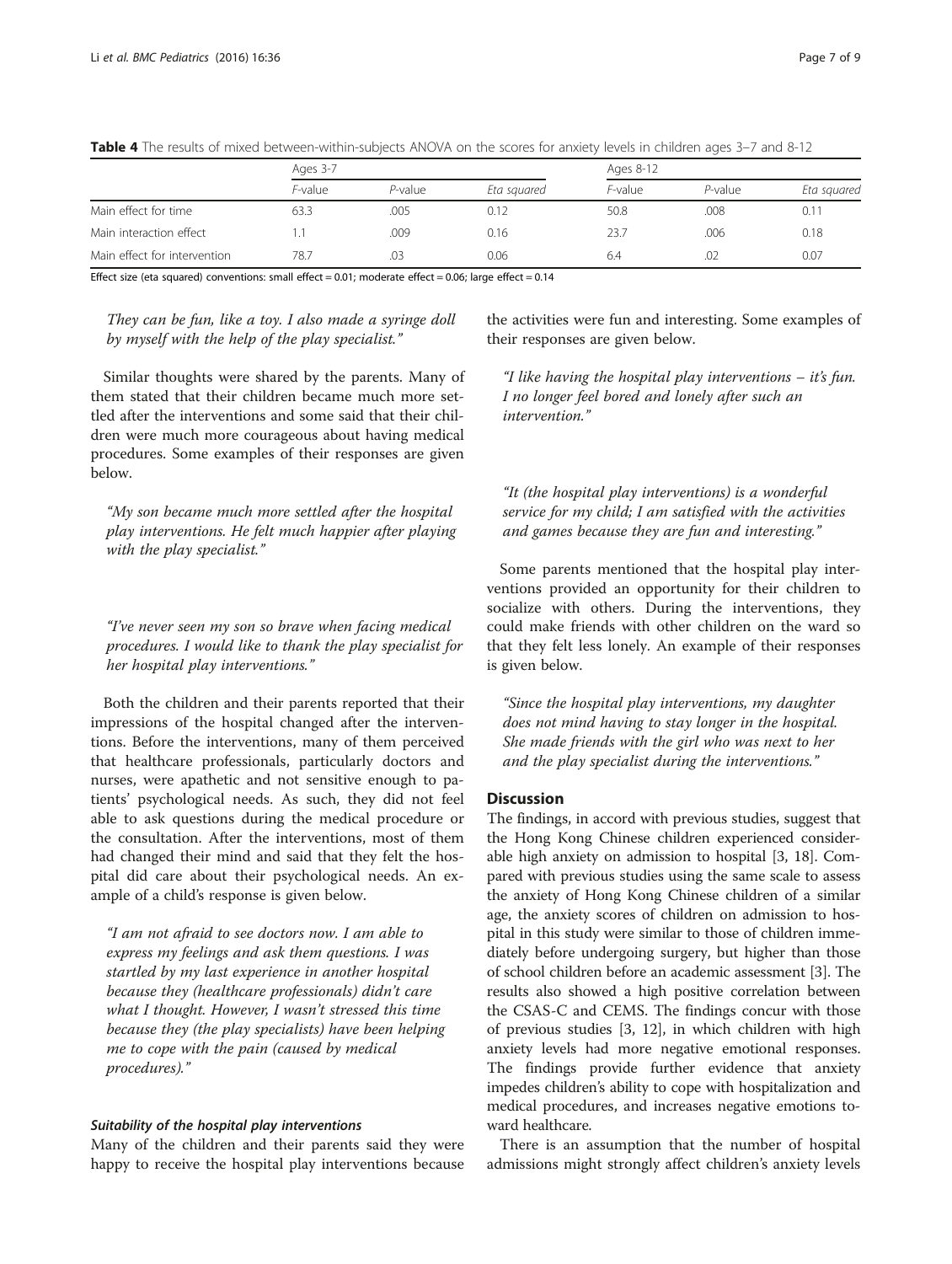**Table 4** The results of mixed between-within-subjects ANOVA on the scores for anxiety levels in children ages 3–7 and 8-12

| | Ages 3-7 | | | Ages 8-12 | | |
|---|---|---|---|---|---|---|
| | *F*-value | *P*-value | *Eta squared* | *F*-value | *P*-value | *Eta squared* |
| Main effect for time | 63.3 | .005 | 0.12 | 50.8 | .008 | 0.11 |
| Main interaction effect | 1.1 | .009 | 0.16 | 23.7 | .006 | 0.18 |
| Main effect for intervention | 78.7 | .03 | 0.06 | 6.4 | .02 | 0.07 |

Effect size (eta squared) conventions: small effect = 0.01; moderate effect = 0.06; large effect = 0.14

> *They can be fun, like a toy. I also made a syringe doll by myself with the help of the play specialist."*

Similar thoughts were shared by the parents. Many of them stated that their children became much more settled after the interventions and some said that their children were much more courageous about having medical procedures. Some examples of their responses are given below.

> *"My son became much more settled after the hospital play interventions. He felt much happier after playing with the play specialist."*

> *"I've never seen my son so brave when facing medical procedures. I would like to thank the play specialist for her hospital play interventions."*

Both the children and their parents reported that their impressions of the hospital changed after the interventions. Before the interventions, many of them perceived that healthcare professionals, particularly doctors and nurses, were apathetic and not sensitive enough to patients' psychological needs. As such, they did not feel able to ask questions during the medical procedure or the consultation. After the interventions, most of them had changed their mind and said that they felt the hospital did care about their psychological needs. An example of a child's response is given below.

> *"I am not afraid to see doctors now. I am able to express my feelings and ask them questions. I was startled by my last experience in another hospital because they (healthcare professionals) didn't care what I thought. However, I wasn't stressed this time because they (the play specialists) have been helping me to cope with the pain (caused by medical procedures)."*

#### *Suitability of the hospital play interventions*

Many of the children and their parents said they were happy to receive the hospital play interventions because the activities were fun and interesting. Some examples of their responses are given below.

> *"I like having the hospital play interventions – it's fun. I no longer feel bored and lonely after such an intervention."*

> *"It (the hospital play interventions) is a wonderful service for my child; I am satisfied with the activities and games because they are fun and interesting."*

Some parents mentioned that the hospital play interventions provided an opportunity for their children to socialize with others. During the interventions, they could make friends with other children on the ward so that they felt less lonely. An example of their responses is given below.

> *"Since the hospital play interventions, my daughter does not mind having to stay longer in the hospital. She made friends with the girl who was next to her and the play specialist during the interventions."*

## Discussion

The findings, in accord with previous studies, suggest that the Hong Kong Chinese children experienced considerable high anxiety on admission to hospital [3, 18]. Compared with previous studies using the same scale to assess the anxiety of Hong Kong Chinese children of a similar age, the anxiety scores of children on admission to hospital in this study were similar to those of children immediately before undergoing surgery, but higher than those of school children before an academic assessment [3]. The results also showed a high positive correlation between the CSAS-C and CEMS. The findings concur with those of previous studies [3, 12], in which children with high anxiety levels had more negative emotional responses. The findings provide further evidence that anxiety impedes children's ability to cope with hospitalization and medical procedures, and increases negative emotions toward healthcare.

There is an assumption that the number of hospital admissions might strongly affect children's anxiety levels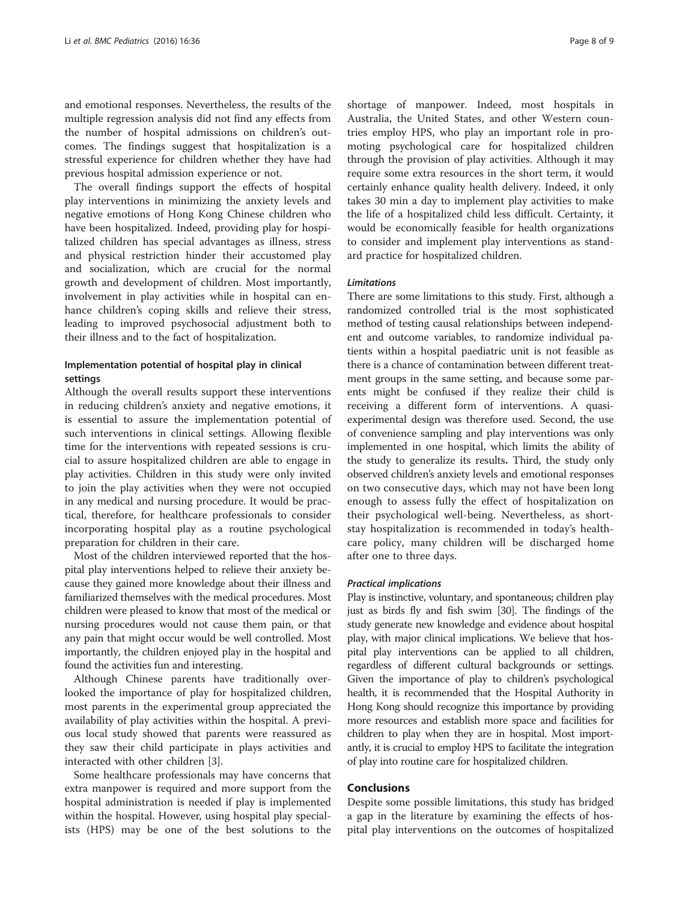and emotional responses. Nevertheless, the results of the multiple regression analysis did not find any effects from the number of hospital admissions on children's outcomes. The findings suggest that hospitalization is a stressful experience for children whether they have had previous hospital admission experience or not.

The overall findings support the effects of hospital play interventions in minimizing the anxiety levels and negative emotions of Hong Kong Chinese children who have been hospitalized. Indeed, providing play for hospitalized children has special advantages as illness, stress and physical restriction hinder their accustomed play and socialization, which are crucial for the normal growth and development of children. Most importantly, involvement in play activities while in hospital can enhance children's coping skills and relieve their stress, leading to improved psychosocial adjustment both to their illness and to the fact of hospitalization.

### Implementation potential of hospital play in clinical settings

Although the overall results support these interventions in reducing children's anxiety and negative emotions, it is essential to assure the implementation potential of such interventions in clinical settings. Allowing flexible time for the interventions with repeated sessions is crucial to assure hospitalized children are able to engage in play activities. Children in this study were only invited to join the play activities when they were not occupied in any medical and nursing procedure. It would be practical, therefore, for healthcare professionals to consider incorporating hospital play as a routine psychological preparation for children in their care.

Most of the children interviewed reported that the hospital play interventions helped to relieve their anxiety because they gained more knowledge about their illness and familiarized themselves with the medical procedures. Most children were pleased to know that most of the medical or nursing procedures would not cause them pain, or that any pain that might occur would be well controlled. Most importantly, the children enjoyed play in the hospital and found the activities fun and interesting.

Although Chinese parents have traditionally overlooked the importance of play for hospitalized children, most parents in the experimental group appreciated the availability of play activities within the hospital. A previous local study showed that parents were reassured as they saw their child participate in plays activities and interacted with other children [3].

Some healthcare professionals may have concerns that extra manpower is required and more support from the hospital administration is needed if play is implemented within the hospital. However, using hospital play specialists (HPS) may be one of the best solutions to the shortage of manpower. Indeed, most hospitals in Australia, the United States, and other Western countries employ HPS, who play an important role in promoting psychological care for hospitalized children through the provision of play activities. Although it may require some extra resources in the short term, it would certainly enhance quality health delivery. Indeed, it only takes 30 min a day to implement play activities to make the life of a hospitalized child less difficult. Certainty, it would be economically feasible for health organizations to consider and implement play interventions as standard practice for hospitalized children.

#### *Limitations*

There are some limitations to this study. First, although a randomized controlled trial is the most sophisticated method of testing causal relationships between independent and outcome variables, to randomize individual patients within a hospital paediatric unit is not feasible as there is a chance of contamination between different treatment groups in the same setting, and because some parents might be confused if they realize their child is receiving a different form of interventions. A quasi-experimental design was therefore used. Second, the use of convenience sampling and play interventions was only implemented in one hospital, which limits the ability of the study to generalize its results. Third, the study only observed children's anxiety levels and emotional responses on two consecutive days, which may not have been long enough to assess fully the effect of hospitalization on their psychological well-being. Nevertheless, as short-stay hospitalization is recommended in today's healthcare policy, many children will be discharged home after one to three days.

#### *Practical implications*

Play is instinctive, voluntary, and spontaneous; children play just as birds fly and fish swim [30]. The findings of the study generate new knowledge and evidence about hospital play, with major clinical implications. We believe that hospital play interventions can be applied to all children, regardless of different cultural backgrounds or settings. Given the importance of play to children's psychological health, it is recommended that the Hospital Authority in Hong Kong should recognize this importance by providing more resources and establish more space and facilities for children to play when they are in hospital. Most importantly, it is crucial to employ HPS to facilitate the integration of play into routine care for hospitalized children.

## Conclusions

Despite some possible limitations, this study has bridged a gap in the literature by examining the effects of hospital play interventions on the outcomes of hospitalized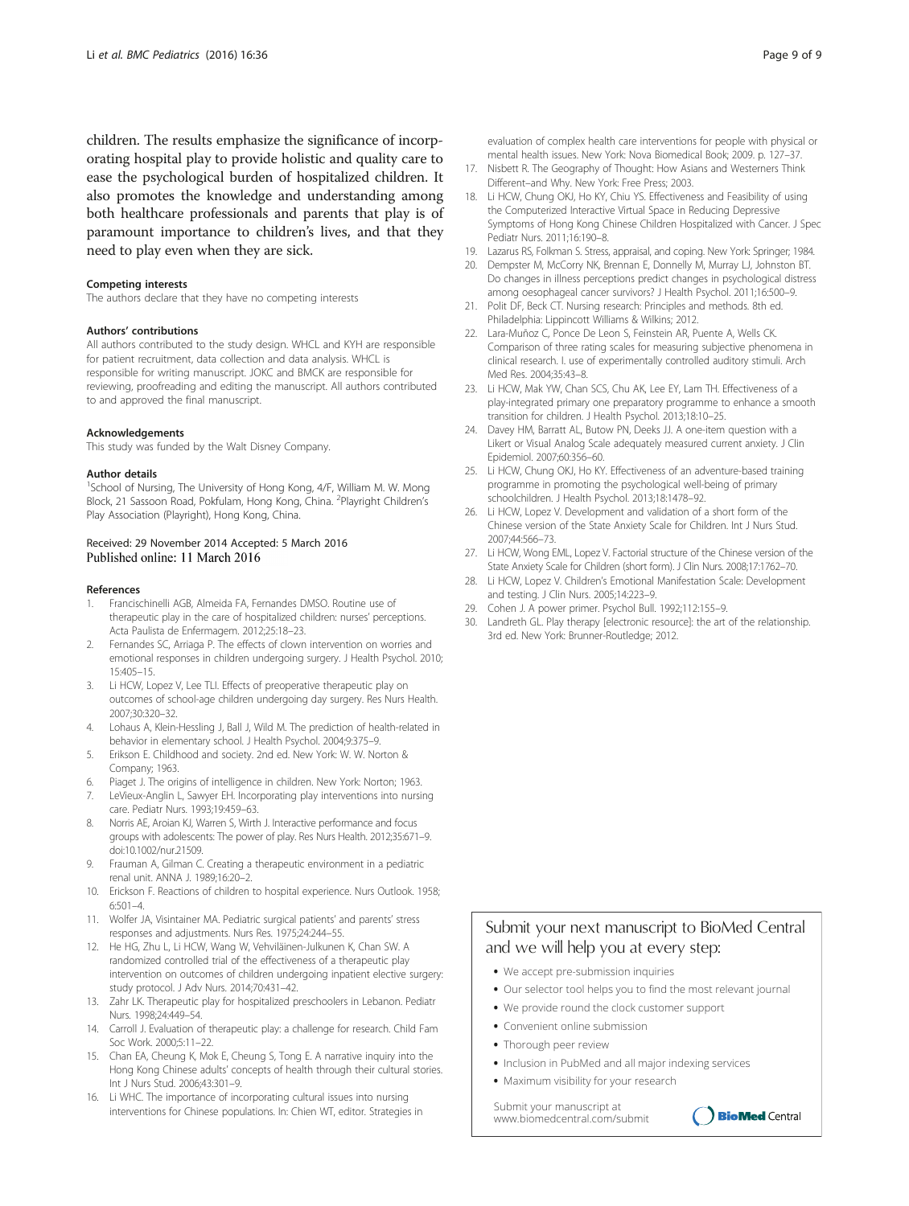children. The results emphasize the significance of incorporating hospital play to provide holistic and quality care to ease the psychological burden of hospitalized children. It also promotes the knowledge and understanding among both healthcare professionals and parents that play is of paramount importance to children's lives, and that they need to play even when they are sick.

#### Competing interests

The authors declare that they have no competing interests

#### Authors' contributions

All authors contributed to the study design. WHCL and KYH are responsible for patient recruitment, data collection and data analysis. WHCL is responsible for writing manuscript. JOKC and BMCK are responsible for reviewing, proofreading and editing the manuscript. All authors contributed to and approved the final manuscript.

#### Acknowledgements

This study was funded by the Walt Disney Company.

#### Author details

[1]School of Nursing, The University of Hong Kong, 4/F, William M. W. Mong Block, 21 Sassoon Road, Pokfulam, Hong Kong, China. [2]Playright Children's Play Association (Playright), Hong Kong, China.

Received: 29 November 2014 Accepted: 5 March 2016
Published online: 11 March 2016

#### References

1. Francischinelli AGB, Almeida FA, Fernandes DMSO. Routine use of therapeutic play in the care of hospitalized children: nurses' perceptions. Acta Paulista de Enfermagem. 2012;25:18–23.
2. Fernandes SC, Arriaga P. The effects of clown intervention on worries and emotional responses in children undergoing surgery. J Health Psychol. 2010;15:405–15.
3. Li HCW, Lopez V, Lee TLI. Effects of preoperative therapeutic play on outcomes of school-age children undergoing day surgery. Res Nurs Health. 2007;30:320–32.
4. Lohaus A, Klein-Hessling J, Ball J, Wild M. The prediction of health-related in behavior in elementary school. J Health Psychol. 2004;9:375–9.
5. Erikson E. Childhood and society. 2nd ed. New York: W. W. Norton & Company; 1963.
6. Piaget J. The origins of intelligence in children. New York: Norton; 1963.
7. LeVieux-Anglin L, Sawyer EH. Incorporating play interventions into nursing care. Pediatr Nurs. 1993;19:459–63.
8. Norris AE, Aroian KJ, Warren S, Wirth J. Interactive performance and focus groups with adolescents: The power of play. Res Nurs Health. 2012;35:671–9. doi:10.1002/nur.21509.
9. Frauman A, Gilman C. Creating a therapeutic environment in a pediatric renal unit. ANNA J. 1989;16:20–2.
10. Erickson F. Reactions of children to hospital experience. Nurs Outlook. 1958;6:501–4.
11. Wolfer JA, Visintainer MA. Pediatric surgical patients' and parents' stress responses and adjustments. Nurs Res. 1975;24:244–55.
12. He HG, Zhu L, Li HCW, Wang W, Vehviläinen-Julkunen K, Chan SW. A randomized controlled trial of the effectiveness of a therapeutic play intervention on outcomes of children undergoing inpatient elective surgery: study protocol. J Adv Nurs. 2014;70:431–42.
13. Zahr LK. Therapeutic play for hospitalized preschoolers in Lebanon. Pediatr Nurs. 1998;24:449–54.
14. Carroll J. Evaluation of therapeutic play: a challenge for research. Child Fam Soc Work. 2000;5:11–22.
15. Chan EA, Cheung K, Mok E, Cheung S, Tong E. A narrative inquiry into the Hong Kong Chinese adults' concepts of health through their cultural stories. Int J Nurs Stud. 2006;43:301–9.
16. Li WHC. The importance of incorporating cultural issues into nursing interventions for Chinese populations. In: Chien WT, editor. Strategies in evaluation of complex health care interventions for people with physical or mental health issues. New York: Nova Biomedical Book; 2009. p. 127–37.
17. Nisbett R. The Geography of Thought: How Asians and Westerners Think Different–and Why. New York: Free Press; 2003.
18. Li HCW, Chung OKJ, Ho KY, Chiu YS. Effectiveness and Feasibility of using the Computerized Interactive Virtual Space in Reducing Depressive Symptoms of Hong Kong Chinese Children Hospitalized with Cancer. J Spec Pediatr Nurs. 2011;16:190–8.
19. Lazarus RS, Folkman S. Stress, appraisal, and coping. New York: Springer; 1984.
20. Dempster M, McCorry NK, Brennan E, Donnelly M, Murray LJ, Johnston BT. Do changes in illness perceptions predict changes in psychological distress among oesophageal cancer survivors? J Health Psychol. 2011;16:500–9.
21. Polit DF, Beck CT. Nursing research: Principles and methods. 8th ed. Philadelphia: Lippincott Williams & Wilkins; 2012.
22. Lara-Muñoz C, Ponce De Leon S, Feinstein AR, Puente A, Wells CK. Comparison of three rating scales for measuring subjective phenomena in clinical research. I. use of experimentally controlled auditory stimuli. Arch Med Res. 2004;35:43–8.
23. Li HCW, Mak YW, Chan SCS, Chu AK, Lee EY, Lam TH. Effectiveness of a play-integrated primary one preparatory programme to enhance a smooth transition for children. J Health Psychol. 2013;18:10–25.
24. Davey HM, Barratt AL, Butow PN, Deeks JJ. A one-item question with a Likert or Visual Analog Scale adequately measured current anxiety. J Clin Epidemiol. 2007;60:356–60.
25. Li HCW, Chung OKJ, Ho KY. Effectiveness of an adventure-based training programme in promoting the psychological well-being of primary schoolchildren. J Health Psychol. 2013;18:1478–92.
26. Li HCW, Lopez V. Development and validation of a short form of the Chinese version of the State Anxiety Scale for Children. Int J Nurs Stud. 2007;44:566–73.
27. Li HCW, Wong EML, Lopez V. Factorial structure of the Chinese version of the State Anxiety Scale for Children (short form). J Clin Nurs. 2008;17:1762–70.
28. Li HCW, Lopez V. Children's Emotional Manifestation Scale: Development and testing. J Clin Nurs. 2005;14:223–9.
29. Cohen J. A power primer. Psychol Bull. 1992;112:155–9.
30. Landreth GL. Play therapy [electronic resource]: the art of the relationship. 3rd ed. New York: Brunner-Routledge; 2012.